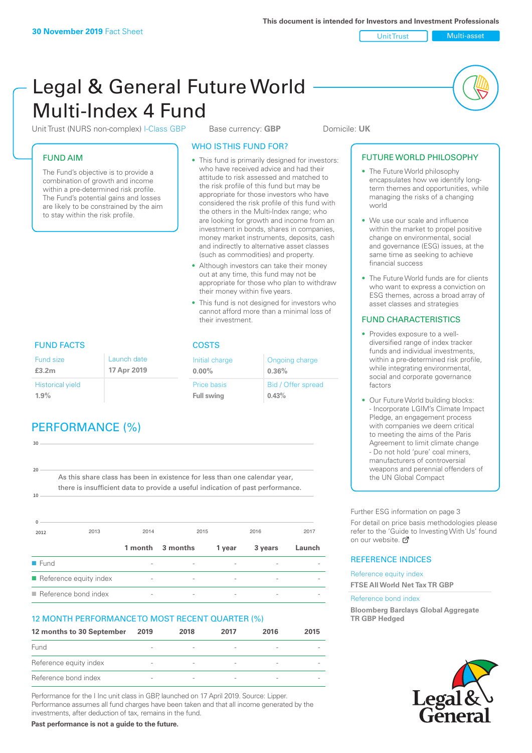**30 November 2019** Fact Sheet

This document is intended for Investors and Investment Professionals

Unit Trust | Multi-asset

# Legal & General Future World Multi-Index 4 Fund

Unit Trust (NURS non-complex) I-Class GBP    Base currency: **GBP**    Domicile: **UK**

## FUND AIM

The Fund's objective is to provide a combination of growth and income within a pre-determined risk profile. The Fund's potential gains and losses are likely to be constrained by the aim to stay within the risk profile.

## WHO IS THIS FUND FOR?

- This fund is primarily designed for investors: who have received advice and had their attitude to risk assessed and matched to the risk profile of this fund but may be appropriate for those investors who have considered the risk profile of this fund with the others in the Multi-Index range; who are looking for growth and income from an investment in bonds, shares in companies, money market instruments, deposits, cash and indirectly to alternative asset classes (such as commodities) and property.
- Although investors can take their money out at any time, this fund may not be appropriate for those who plan to withdraw their money within five years.
- This fund is not designed for investors who cannot afford more than a minimal loss of their investment.

## FUND FACTS

| Fund size | Launch date |
|---|---|
| **£3.2m** | **17 Apr 2019** |
| Historical yield | |
| **1.9%** | |

## COSTS

| Initial charge | Ongoing charge |
|---|---|
| **0.00%** | **0.36%** |
| Price basis | Bid / Offer spread |
| **Full swing** | **0.43%** |

## PERFORMANCE (%)

As this share class has been in existence for less than one calendar year, there is insufficient data to provide a useful indication of past performance.

| | 1 month | 3 months | 1 year | 3 years | Launch |
|---|---|---|---|---|---|
| Fund | - | - | - | - | - |
| Reference equity index | - | - | - | - | - |
| Reference bond index | - | - | - | - | - |

## 12 MONTH PERFORMANCE TO MOST RECENT QUARTER (%)

| 12 months to 30 September | 2019 | 2018 | 2017 | 2016 | 2015 |
|---|---|---|---|---|---|
| Fund | - | - | - | - | - |
| Reference equity index | - | - | - | - | - |
| Reference bond index | - | - | - | - | - |

Performance for the I Inc unit class in GBP, launched on 17 April 2019. Source: Lipper. Performance assumes all fund charges have been taken and that all income generated by the investments, after deduction of tax, remains in the fund.

**Past performance is not a guide to the future.**

## FUTURE WORLD PHILOSOPHY

- The Future World philosophy encapsulates how we identify long-term themes and opportunities, while managing the risks of a changing world
- We use our scale and influence within the market to propel positive change on environmental, social and governance (ESG) issues, at the same time as seeking to achieve financial success
- The Future World funds are for clients who want to express a conviction on ESG themes, across a broad array of asset classes and strategies

## FUND CHARACTERISTICS

- Provides exposure to a well-diversified range of index tracker funds and individual investments, within a pre-determined risk profile, while integrating environmental, social and corporate governance factors
- Our Future World building blocks:
  - Incorporate LGIM's Climate Impact Pledge, an engagement process with companies we deem critical to meeting the aims of the Paris Agreement to limit climate change
  - Do not hold 'pure' coal miners, manufacturers of controversial weapons and perennial offenders of the UN Global Compact

Further ESG information on page 3

For detail on price basis methodologies please refer to the 'Guide to Investing With Us' found on our website.

## REFERENCE INDICES

Reference equity index
**FTSE All World Net Tax TR GBP**

Reference bond index
**Bloomberg Barclays Global Aggregate TR GBP Hedged**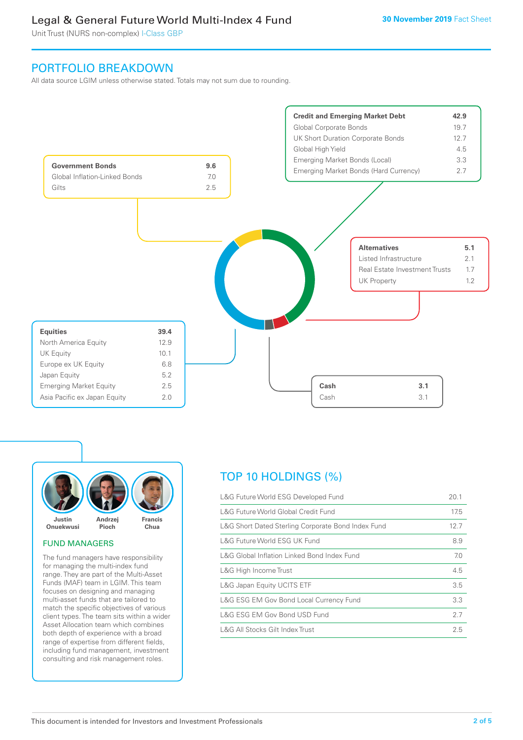# Legal & General Future World Multi-Index 4 Fund

Unit Trust (NURS non-complex) I-Class GBP

30 November 2019 Fact Sheet

## PORTFOLIO BREAKDOWN

All data source LGIM unless otherwise stated. Totals may not sum due to rounding.

| Credit and Emerging Market Debt | 42.9 |
|---|---|
| Global Corporate Bonds | 19.7 |
| UK Short Duration Corporate Bonds | 12.7 |
| Global High Yield | 4.5 |
| Emerging Market Bonds (Local) | 3.3 |
| Emerging Market Bonds (Hard Currency) | 2.7 |

| Government Bonds | 9.6 |
|---|---|
| Global Inflation-Linked Bonds | 7.0 |
| Gilts | 2.5 |

| Alternatives | 5.1 |
|---|---|
| Listed Infrastructure | 2.1 |
| Real Estate Investment Trusts | 1.7 |
| UK Property | 1.2 |

| Equities | 39.4 |
|---|---|
| North America Equity | 12.9 |
| UK Equity | 10.1 |
| Europe ex UK Equity | 6.8 |
| Japan Equity | 5.2 |
| Emerging Market Equity | 2.5 |
| Asia Pacific ex Japan Equity | 2.0 |

| Cash | 3.1 |
|---|---|
| Cash | 3.1 |

Justin Onuekwusi, Andrzej Pioch, Francis Chua

### FUND MANAGERS

The fund managers have responsibility for managing the multi-index fund range. They are part of the Multi-Asset Funds (MAF) team in LGIM. This team focuses on designing and managing multi-asset funds that are tailored to match the specific objectives of various client types. The team sits within a wider Asset Allocation team which combines both depth of experience with a broad range of expertise from different fields, including fund management, investment consulting and risk management roles.

## TOP 10 HOLDINGS (%)

| Holding | % |
|---|---|
| L&G Future World ESG Developed Fund | 20.1 |
| L&G Future World Global Credit Fund | 17.5 |
| L&G Short Dated Sterling Corporate Bond Index Fund | 12.7 |
| L&G Future World ESG UK Fund | 8.9 |
| L&G Global Inflation Linked Bond Index Fund | 7.0 |
| L&G High Income Trust | 4.5 |
| L&G Japan Equity UCITS ETF | 3.5 |
| L&G ESG EM Gov Bond Local Currency Fund | 3.3 |
| L&G ESG EM Gov Bond USD Fund | 2.7 |
| L&G All Stocks Gilt Index Trust | 2.5 |

This document is intended for Investors and Investment Professionals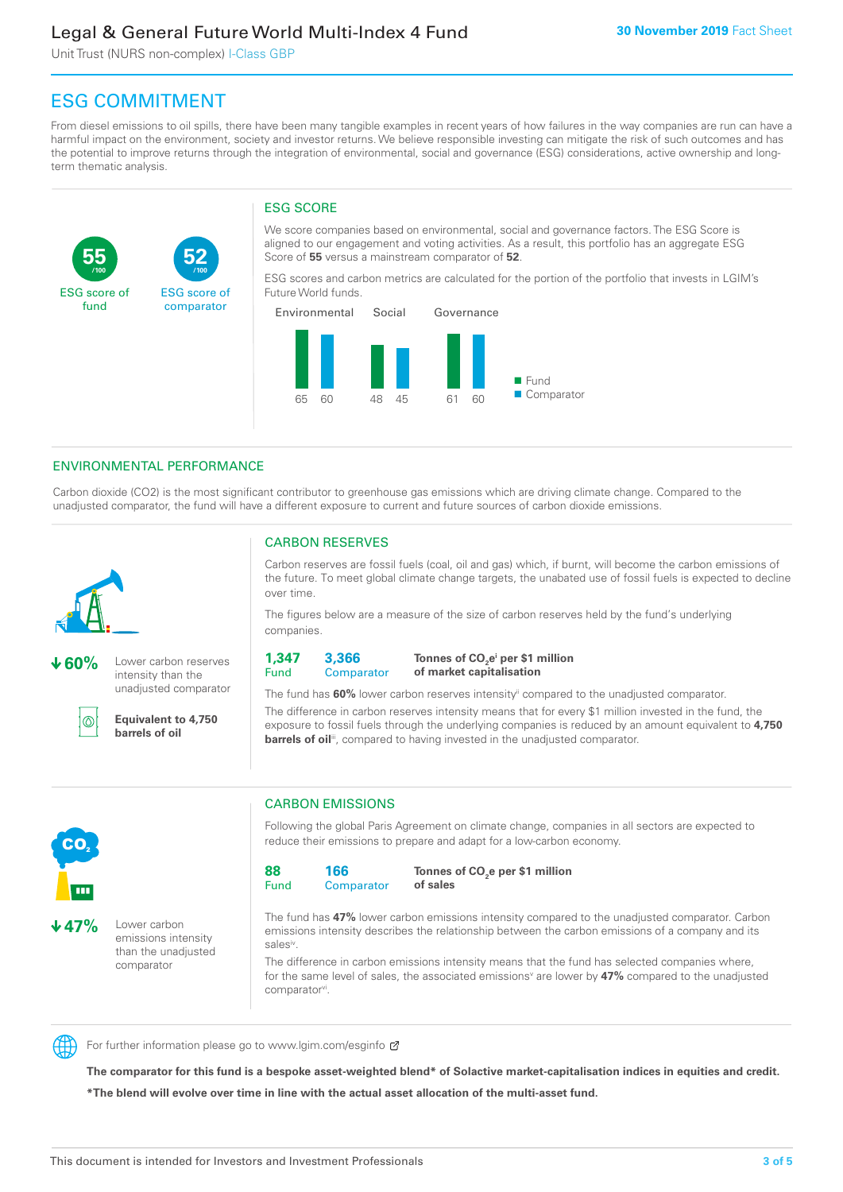# ESG COMMITMENT

From diesel emissions to oil spills, there have been many tangible examples in recent years of how failures in the way companies are run can have a harmful impact on the environment, society and investor returns. We believe responsible investing can mitigate the risk of such outcomes and has the potential to improve returns through the integration of environmental, social and governance (ESG) considerations, active ownership and long-term thematic analysis.

**55** /100 ESG score of fund

**52** /100 ESG score of comparator

## ESG SCORE

We score companies based on environmental, social and governance factors. The ESG Score is aligned to our engagement and voting activities. As a result, this portfolio has an aggregate ESG Score of **55** versus a mainstream comparator of **52**.

ESG scores and carbon metrics are calculated for the portion of the portfolio that invests in LGIM's Future World funds.

| | Environmental | Social | Governance |
|---|---|---|---|
| Fund | 65 | 48 | 61 |
| Comparator | 60 | 45 | 60 |

## ENVIRONMENTAL PERFORMANCE

Carbon dioxide (CO2) is the most significant contributor to greenhouse gas emissions which are driving climate change. Compared to the unadjusted comparator, the fund will have a different exposure to current and future sources of carbon dioxide emissions.

**↓60%** Lower carbon reserves intensity than the unadjusted comparator

**Equivalent to 4,750 barrels of oil**

### CARBON RESERVES

Carbon reserves are fossil fuels (coal, oil and gas) which, if burnt, will become the carbon emissions of the future. To meet global climate change targets, the unabated use of fossil fuels is expected to decline over time.

The figures below are a measure of the size of carbon reserves held by the fund's underlying companies.

| Fund | Comparator | |
|---|---|---|
| **1,347** | **3,366** | **Tonnes of $CO_2e$[i] per $1 million of market capitalisation** |

The fund has **60%** lower carbon reserves intensity[ii] compared to the unadjusted comparator.

The difference in carbon reserves intensity means that for every $1 million invested in the fund, the exposure to fossil fuels through the underlying companies is reduced by an amount equivalent to **4,750 barrels of oil**[iii], compared to having invested in the unadjusted comparator.

**↓47%** Lower carbon emissions intensity than the unadjusted comparator

### CARBON EMISSIONS

Following the global Paris Agreement on climate change, companies in all sectors are expected to reduce their emissions to prepare and adapt for a low-carbon economy.

| Fund | Comparator | |
|---|---|---|
| **88** | **166** | **Tonnes of $CO_2e$ per $1 million of sales** |

The fund has **47%** lower carbon emissions intensity compared to the unadjusted comparator. Carbon emissions intensity describes the relationship between the carbon emissions of a company and its sales[iv].

The difference in carbon emissions intensity means that the fund has selected companies where, for the same level of sales, the associated emissions[v] are lower by **47%** compared to the unadjusted comparator[vi].

For further information please go to www.lgim.com/esginfo

**The comparator for this fund is a bespoke asset-weighted blend* of Solactive market-capitalisation indices in equities and credit.**

***The blend will evolve over time in line with the actual asset allocation of the multi-asset fund.**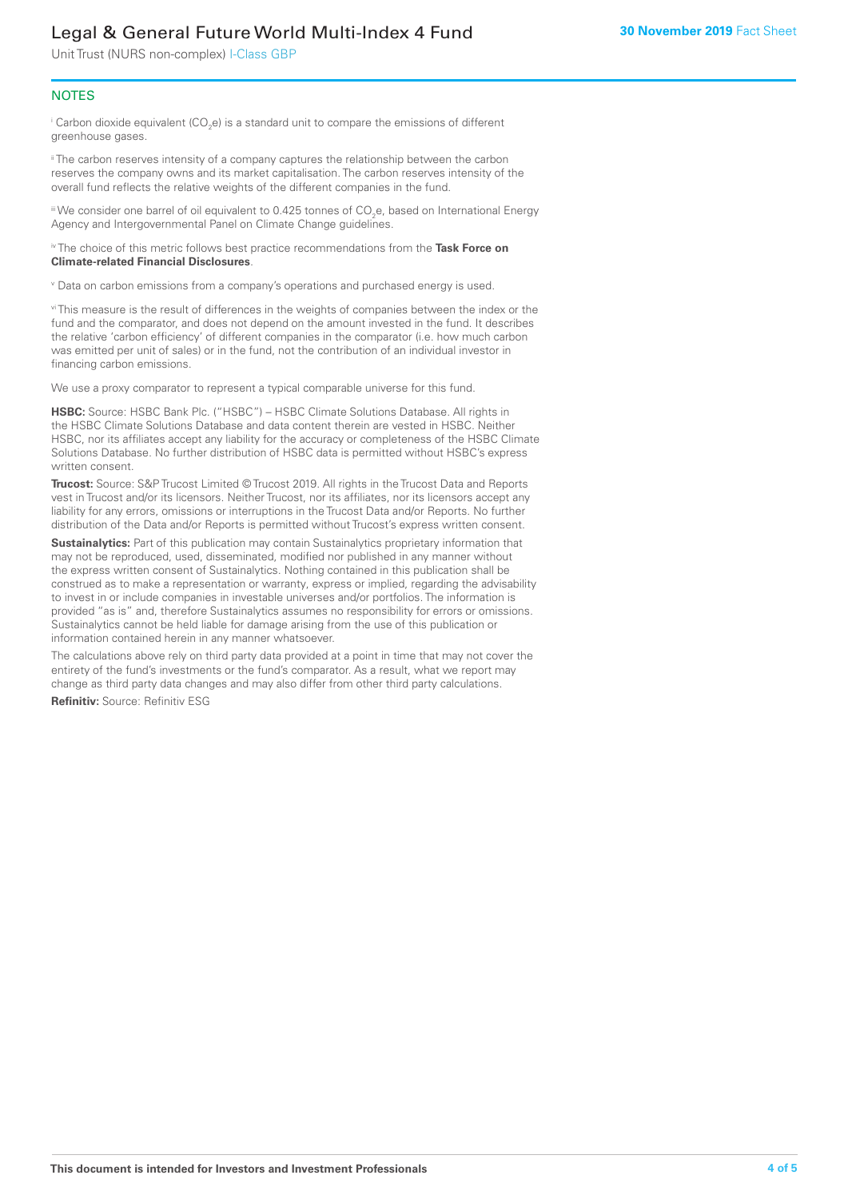## NOTES

[i] Carbon dioxide equivalent ($CO_2e$) is a standard unit to compare the emissions of different greenhouse gases.

[ii] The carbon reserves intensity of a company captures the relationship between the carbon reserves the company owns and its market capitalisation. The carbon reserves intensity of the overall fund reflects the relative weights of the different companies in the fund.

[iii] We consider one barrel of oil equivalent to 0.425 tonnes of $CO_2e$, based on International Energy Agency and Intergovernmental Panel on Climate Change guidelines.

[iv] The choice of this metric follows best practice recommendations from the **Task Force on Climate-related Financial Disclosures**.

[v] Data on carbon emissions from a company's operations and purchased energy is used.

[vi] This measure is the result of differences in the weights of companies between the index or the fund and the comparator, and does not depend on the amount invested in the fund. It describes the relative 'carbon efficiency' of different companies in the comparator (i.e. how much carbon was emitted per unit of sales) or in the fund, not the contribution of an individual investor in financing carbon emissions.

We use a proxy comparator to represent a typical comparable universe for this fund.

**HSBC:** Source: HSBC Bank Plc. ("HSBC") – HSBC Climate Solutions Database. All rights in the HSBC Climate Solutions Database and data content therein are vested in HSBC. Neither HSBC, nor its affiliates accept any liability for the accuracy or completeness of the HSBC Climate Solutions Database. No further distribution of HSBC data is permitted without HSBC's express written consent.

**Trucost:** Source: S&P Trucost Limited © Trucost 2019. All rights in the Trucost Data and Reports vest in Trucost and/or its licensors. Neither Trucost, nor its affiliates, nor its licensors accept any liability for any errors, omissions or interruptions in the Trucost Data and/or Reports. No further distribution of the Data and/or Reports is permitted without Trucost's express written consent.

**Sustainalytics:** Part of this publication may contain Sustainalytics proprietary information that may not be reproduced, used, disseminated, modified nor published in any manner without the express written consent of Sustainalytics. Nothing contained in this publication shall be construed as to make a representation or warranty, express or implied, regarding the advisability to invest in or include companies in investable universes and/or portfolios. The information is provided "as is" and, therefore Sustainalytics assumes no responsibility for errors or omissions. Sustainalytics cannot be held liable for damage arising from the use of this publication or information contained herein in any manner whatsoever.

The calculations above rely on third party data provided at a point in time that may not cover the entirety of the fund's investments or the fund's comparator. As a result, what we report may change as third party data changes and may also differ from other third party calculations.

**Refinitiv:** Source: Refinitiv ESG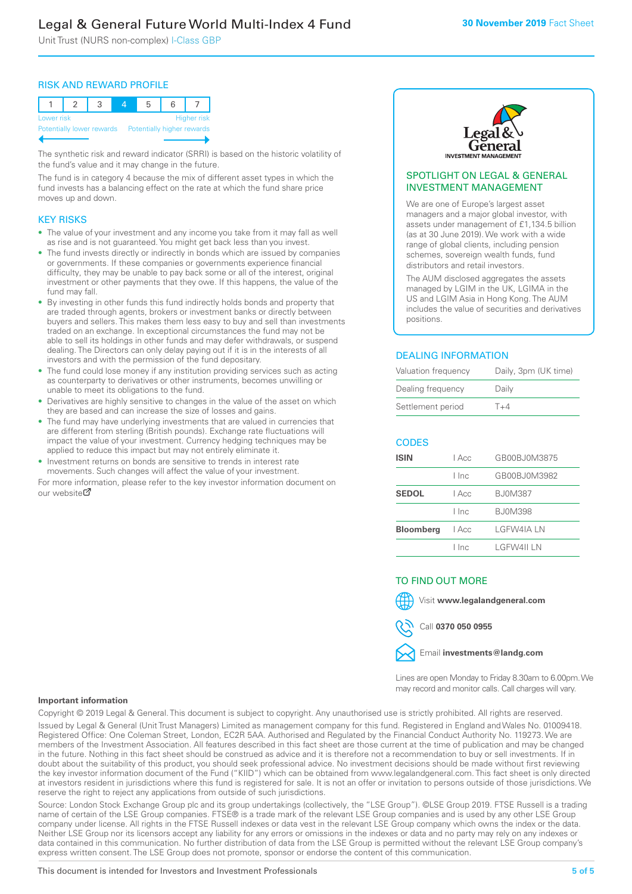# Legal & General Future World Multi-Index 4 Fund

Unit Trust (NURS non-complex) I-Class GBP

**30 November 2019** Fact Sheet

## RISK AND REWARD PROFILE

| 1 | 2 | 3 | 4 | 5 | 6 | 7 |
|---|---|---|---|---|---|---|

Lower risk — Higher risk

Potentially lower rewards — Potentially higher rewards

The synthetic risk and reward indicator (SRRI) is based on the historic volatility of the fund's value and it may change in the future.

The fund is in category 4 because the mix of different asset types in which the fund invests has a balancing effect on the rate at which the fund share price moves up and down.

## KEY RISKS

- The value of your investment and any income you take from it may fall as well as rise and is not guaranteed. You might get back less than you invest.
- The fund invests directly or indirectly in bonds which are issued by companies or governments. If these companies or governments experience financial difficulty, they may be unable to pay back some or all of the interest, original investment or other payments that they owe. If this happens, the value of the fund may fall.
- By investing in other funds this fund indirectly holds bonds and property that are traded through agents, brokers or investment banks or directly between buyers and sellers. This makes them less easy to buy and sell than investments traded on an exchange. In exceptional circumstances the fund may not be able to sell its holdings in other funds and may defer withdrawals, or suspend dealing. The Directors can only delay paying out if it is in the interests of all investors and with the permission of the fund depositary.
- The fund could lose money if any institution providing services such as acting as counterparty to derivatives or other instruments, becomes unwilling or unable to meet its obligations to the fund.
- Derivatives are highly sensitive to changes in the value of the asset on which they are based and can increase the size of losses and gains.
- The fund may have underlying investments that are valued in currencies that are different from sterling (British pounds). Exchange rate fluctuations will impact the value of your investment. Currency hedging techniques may be applied to reduce this impact but may not entirely eliminate it.
- Investment returns on bonds are sensitive to trends in interest rate movements. Such changes will affect the value of your investment.

For more information, please refer to the key investor information document on our website

## SPOTLIGHT ON LEGAL & GENERAL INVESTMENT MANAGEMENT

We are one of Europe's largest asset managers and a major global investor, with assets under management of £1,134.5 billion (as at 30 June 2019). We work with a wide range of global clients, including pension schemes, sovereign wealth funds, fund distributors and retail investors.

The AUM disclosed aggregates the assets managed by LGIM in the UK, LGIMA in the US and LGIM Asia in Hong Kong. The AUM includes the value of securities and derivatives positions.

## DEALING INFORMATION

| | |
|---|---|
| Valuation frequency | Daily, 3pm (UK time) |
| Dealing frequency | Daily |
| Settlement period | T+4 |

## CODES

| | | |
|---|---|---|
| **ISIN** | I Acc | GB00BJ0M3875 |
| | I Inc | GB00BJ0M3982 |
| **SEDOL** | I Acc | BJ0M387 |
| | I Inc | BJ0M398 |
| **Bloomberg** | I Acc | LGFW4IA LN |
| | I Inc | LGFW4II LN |

## TO FIND OUT MORE

Visit **www.legalandgeneral.com**

Call **0370 050 0955**

Email **investments@landg.com**

Lines are open Monday to Friday 8.30am to 6.00pm. We may record and monitor calls. Call charges will vary.

**Important information**

Copyright © 2019 Legal & General. This document is subject to copyright. Any unauthorised use is strictly prohibited. All rights are reserved.

Issued by Legal & General (Unit Trust Managers) Limited as management company for this fund. Registered in England and Wales No. 01009418. Registered Office: One Coleman Street, London, EC2R 5AA. Authorised and Regulated by the Financial Conduct Authority No. 119273. We are members of the Investment Association. All features described in this fact sheet are those current at the time of publication and may be changed in the future. Nothing in this fact sheet should be construed as advice and it is therefore not a recommendation to buy or sell investments. If in doubt about the suitability of this product, you should seek professional advice. No investment decisions should be made without first reviewing the key investor information document of the Fund ("KIID") which can be obtained from www.legalandgeneral.com. This fact sheet is only directed at investors resident in jurisdictions where this fund is registered for sale. It is not an offer or invitation to persons outside of those jurisdictions. We reserve the right to reject any applications from outside of such jurisdictions.

Source: London Stock Exchange Group plc and its group undertakings (collectively, the "LSE Group"). ©LSE Group 2019. FTSE Russell is a trading name of certain of the LSE Group companies. FTSE® is a trade mark of the relevant LSE Group companies and is used by any other LSE Group company under license. All rights in the FTSE Russell indexes or data vest in the relevant LSE Group company which owns the index or the data. Neither LSE Group nor its licensors accept any liability for any errors or omissions in the indexes or data and no party may rely on any indexes or data contained in this communication. No further distribution of data from the LSE Group is permitted without the relevant LSE Group company's express written consent. The LSE Group does not promote, sponsor or endorse the content of this communication.

This document is intended for Investors and Investment Professionals